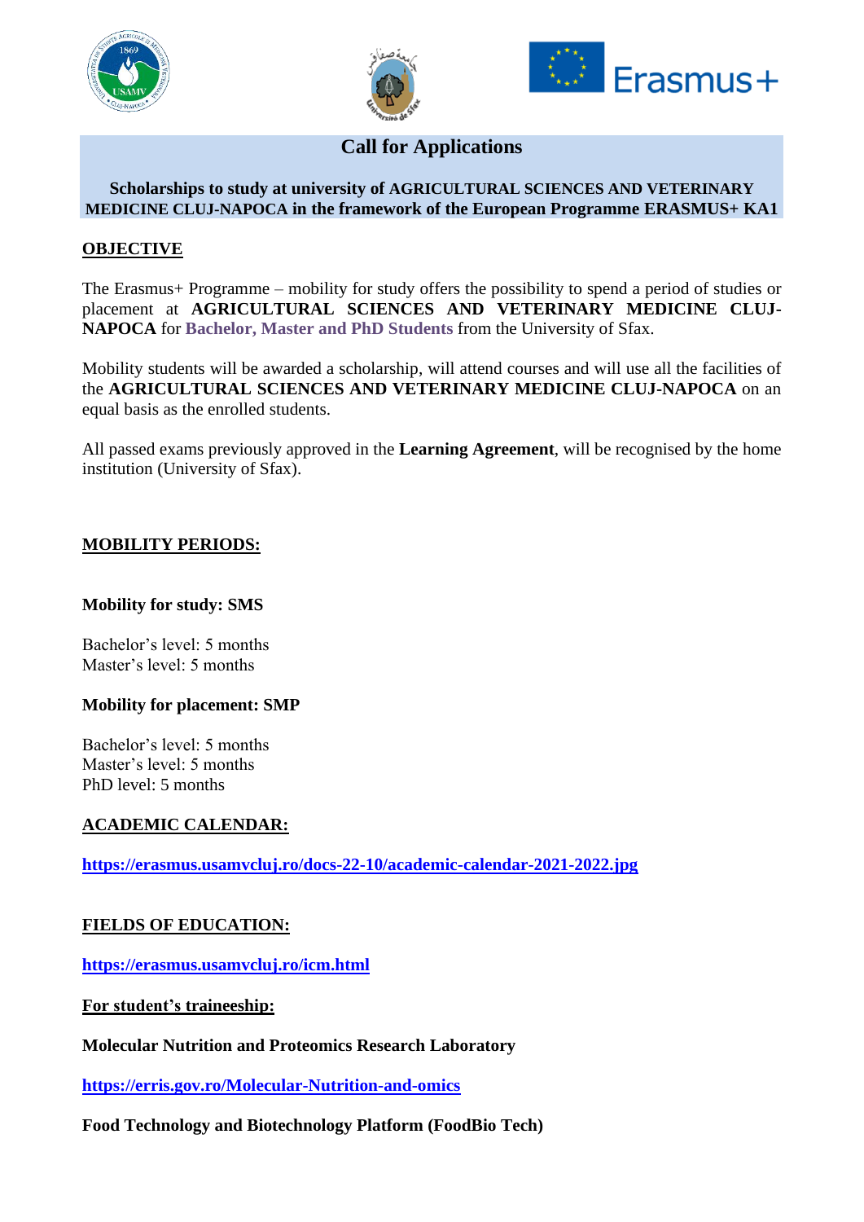# Call for Applications

**Scholarships to study at university of AGRICULTURAL SCIENCES AND VETERINARY MEDICINE CLUJ-NAPOCA in the framework of the European Programme ERASMUS+ KA1**

## OBJECTIVE

The Erasmus+ Programme – mobility for study offers the possibility to spend a period of studies or placement at **AGRICULTURAL SCIENCES AND VETERINARY MEDICINE CLUJ-NAPOCA** for **Bachelor, Master and PhD Students** from the University of Sfax.

Mobility students will be awarded a scholarship, will attend courses and will use all the facilities of the **AGRICULTURAL SCIENCES AND VETERINARY MEDICINE CLUJ-NAPOCA** on an equal basis as the enrolled students.

All passed exams previously approved in the **Learning Agreement**, will be recognised by the home institution (University of Sfax).

## MOBILITY PERIODS:

**Mobility for study: SMS**

Bachelor's level: 5 months
Master's level: 5 months

**Mobility for placement: SMP**

Bachelor's level: 5 months
Master's level: 5 months
PhD level: 5 months

## ACADEMIC CALENDAR:

**https://erasmus.usamvcluj.ro/docs-22-10/academic-calendar-2021-2022.jpg**

## FIELDS OF EDUCATION:

**https://erasmus.usamvcluj.ro/icm.html**

**For student's traineeship:**

**Molecular Nutrition and Proteomics Research Laboratory**

**https://erris.gov.ro/Molecular-Nutrition-and-omics**

**Food Technology and Biotechnology Platform (FoodBio Tech)**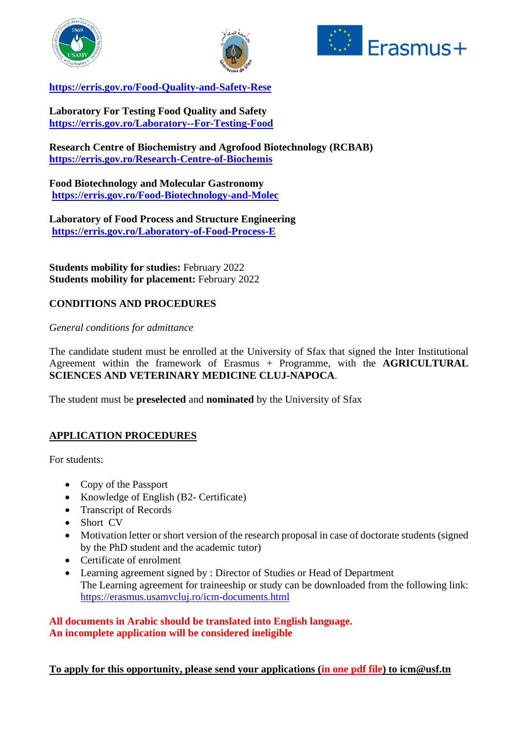https://erris.gov.ro/Food-Quality-and-Safety-Rese

**Laboratory For Testing Food Quality and Safety**
https://erris.gov.ro/Laboratory--For-Testing-Food

**Research Centre of Biochemistry and Agrofood Biotechnology (RCBAB)**
https://erris.gov.ro/Research-Centre-of-Biochemis

**Food Biotechnology and Molecular Gastronomy**
https://erris.gov.ro/Food-Biotechnology-and-Molec

**Laboratory of Food Process and Structure Engineering**
https://erris.gov.ro/Laboratory-of-Food-Process-E

**Students mobility for studies:** February 2022
**Students mobility for placement:** February 2022

## CONDITIONS AND PROCEDURES

*General conditions for admittance*

The candidate student must be enrolled at the University of Sfax that signed the Inter Institutional Agreement within the framework of Erasmus + Programme, with the **AGRICULTURAL SCIENCES AND VETERINARY MEDICINE CLUJ-NAPOCA**.

The student must be **preselected** and **nominated** by the University of Sfax

## APPLICATION PROCEDURES

For students:

- Copy of the Passport
- Knowledge of English (B2- Certificate)
- Transcript of Records
- Short CV
- Motivation letter or short version of the research proposal in case of doctorate students (signed by the PhD student and the academic tutor)
- Certificate of enrolment
- Learning agreement signed by : Director of Studies or Head of Department
  The Learning agreement for traineeship or study can be downloaded from the following link: https://erasmus.usamvcluj.ro/icm-documents.html

**All documents in Arabic should be translated into English language.**
**An incomplete application will be considered ineligible**

**To apply for this opportunity, please send your applications (in one pdf file) to icm@usf.tn**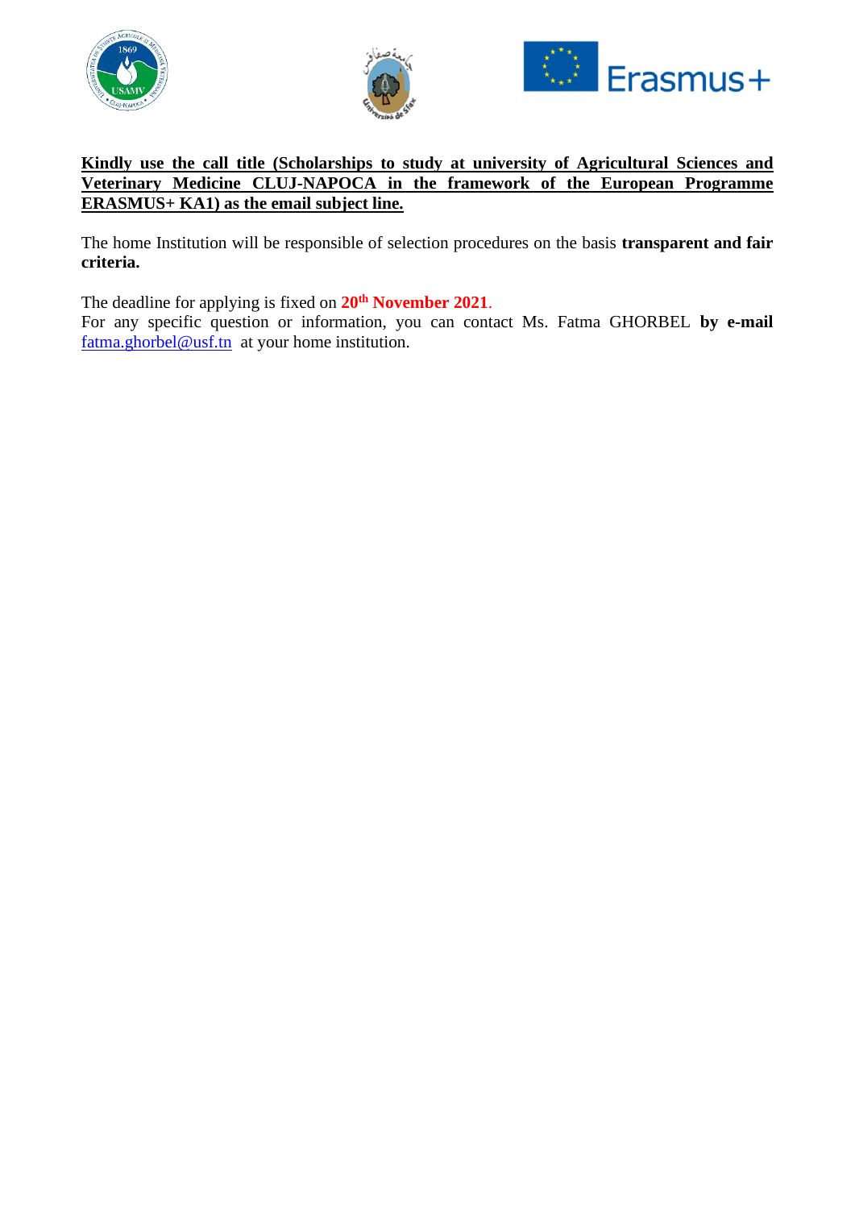**<u>Kindly use the call title (Scholarships to study at university of Agricultural Sciences and Veterinary Medicine CLUJ-NAPOCA in the framework of the European Programme ERASMUS+ KA1) as the email subject line.</u>**

The home Institution will be responsible of selection procedures on the basis **transparent and fair criteria.**

The deadline for applying is fixed on **20th November 2021**.
For any specific question or information, you can contact Ms. Fatma GHORBEL **by e-mail** fatma.ghorbel@usf.tn at your home institution.